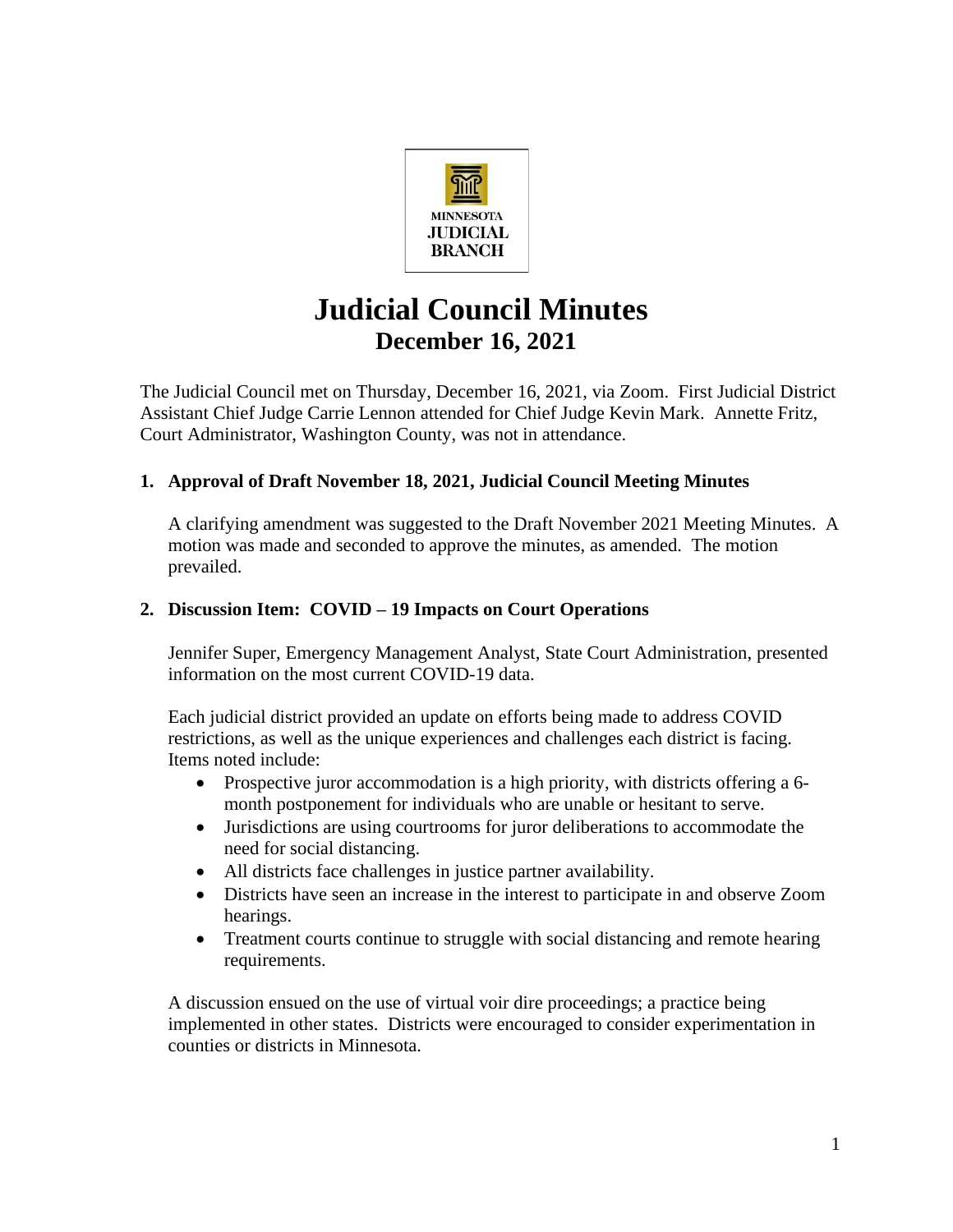MINNESOTA
JUDICIAL
BRANCH

# Judicial Council Minutes
## December 16, 2021

The Judicial Council met on Thursday, December 16, 2021, via Zoom. First Judicial District Assistant Chief Judge Carrie Lennon attended for Chief Judge Kevin Mark. Annette Fritz, Court Administrator, Washington County, was not in attendance.

### 1. Approval of Draft November 18, 2021, Judicial Council Meeting Minutes

A clarifying amendment was suggested to the Draft November 2021 Meeting Minutes. A motion was made and seconded to approve the minutes, as amended. The motion prevailed.

### 2. Discussion Item: COVID – 19 Impacts on Court Operations

Jennifer Super, Emergency Management Analyst, State Court Administration, presented information on the most current COVID-19 data.

Each judicial district provided an update on efforts being made to address COVID restrictions, as well as the unique experiences and challenges each district is facing. Items noted include:

- Prospective juror accommodation is a high priority, with districts offering a 6-month postponement for individuals who are unable or hesitant to serve.
- Jurisdictions are using courtrooms for juror deliberations to accommodate the need for social distancing.
- All districts face challenges in justice partner availability.
- Districts have seen an increase in the interest to participate in and observe Zoom hearings.
- Treatment courts continue to struggle with social distancing and remote hearing requirements.

A discussion ensued on the use of virtual voir dire proceedings; a practice being implemented in other states. Districts were encouraged to consider experimentation in counties or districts in Minnesota.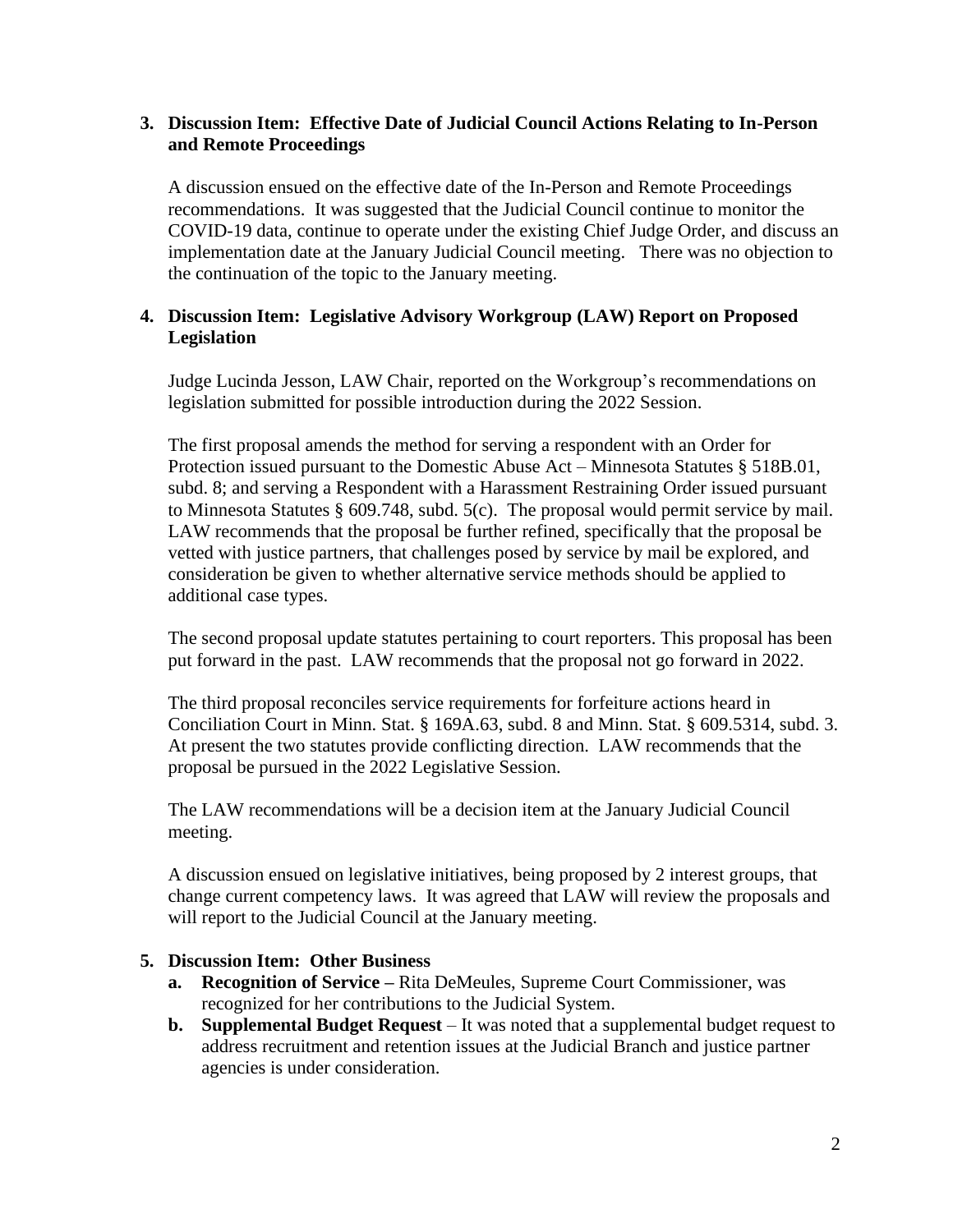3. **Discussion Item: Effective Date of Judicial Council Actions Relating to In-Person and Remote Proceedings**

   A discussion ensued on the effective date of the In-Person and Remote Proceedings recommendations. It was suggested that the Judicial Council continue to monitor the COVID-19 data, continue to operate under the existing Chief Judge Order, and discuss an implementation date at the January Judicial Council meeting. There was no objection to the continuation of the topic to the January meeting.

4. **Discussion Item: Legislative Advisory Workgroup (LAW) Report on Proposed Legislation**

   Judge Lucinda Jesson, LAW Chair, reported on the Workgroup's recommendations on legislation submitted for possible introduction during the 2022 Session.

   The first proposal amends the method for serving a respondent with an Order for Protection issued pursuant to the Domestic Abuse Act – Minnesota Statutes § 518B.01, subd. 8; and serving a Respondent with a Harassment Restraining Order issued pursuant to Minnesota Statutes § 609.748, subd. 5(c). The proposal would permit service by mail. LAW recommends that the proposal be further refined, specifically that the proposal be vetted with justice partners, that challenges posed by service by mail be explored, and consideration be given to whether alternative service methods should be applied to additional case types.

   The second proposal update statutes pertaining to court reporters. This proposal has been put forward in the past. LAW recommends that the proposal not go forward in 2022.

   The third proposal reconciles service requirements for forfeiture actions heard in Conciliation Court in Minn. Stat. § 169A.63, subd. 8 and Minn. Stat. § 609.5314, subd. 3. At present the two statutes provide conflicting direction. LAW recommends that the proposal be pursued in the 2022 Legislative Session.

   The LAW recommendations will be a decision item at the January Judicial Council meeting.

   A discussion ensued on legislative initiatives, being proposed by 2 interest groups, that change current competency laws. It was agreed that LAW will review the proposals and will report to the Judicial Council at the January meeting.

5. **Discussion Item: Other Business**
   - **a. Recognition of Service –** Rita DeMeules, Supreme Court Commissioner, was recognized for her contributions to the Judicial System.
   - **b. Supplemental Budget Request** – It was noted that a supplemental budget request to address recruitment and retention issues at the Judicial Branch and justice partner agencies is under consideration.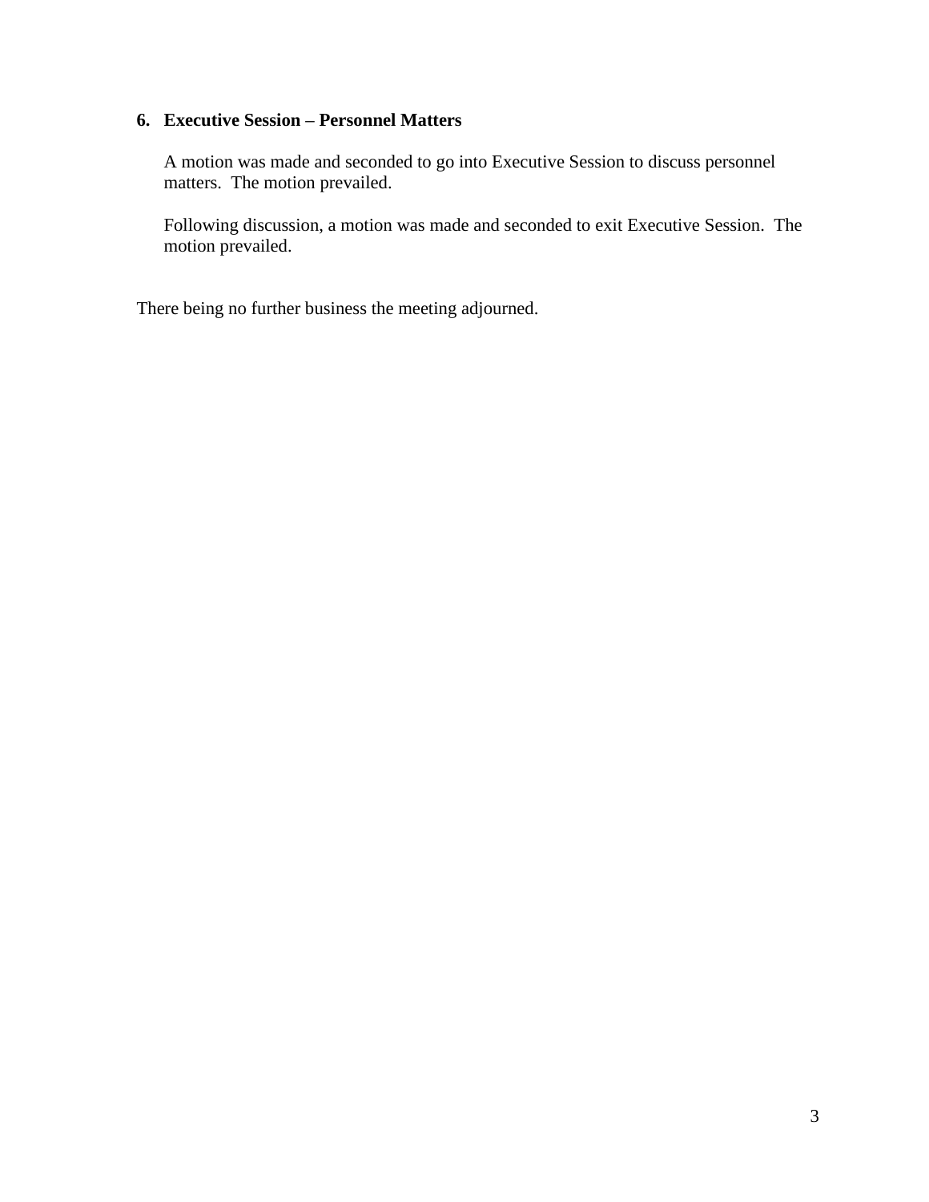**6. Executive Session – Personnel Matters**

A motion was made and seconded to go into Executive Session to discuss personnel matters. The motion prevailed.

Following discussion, a motion was made and seconded to exit Executive Session. The motion prevailed.

There being no further business the meeting adjourned.